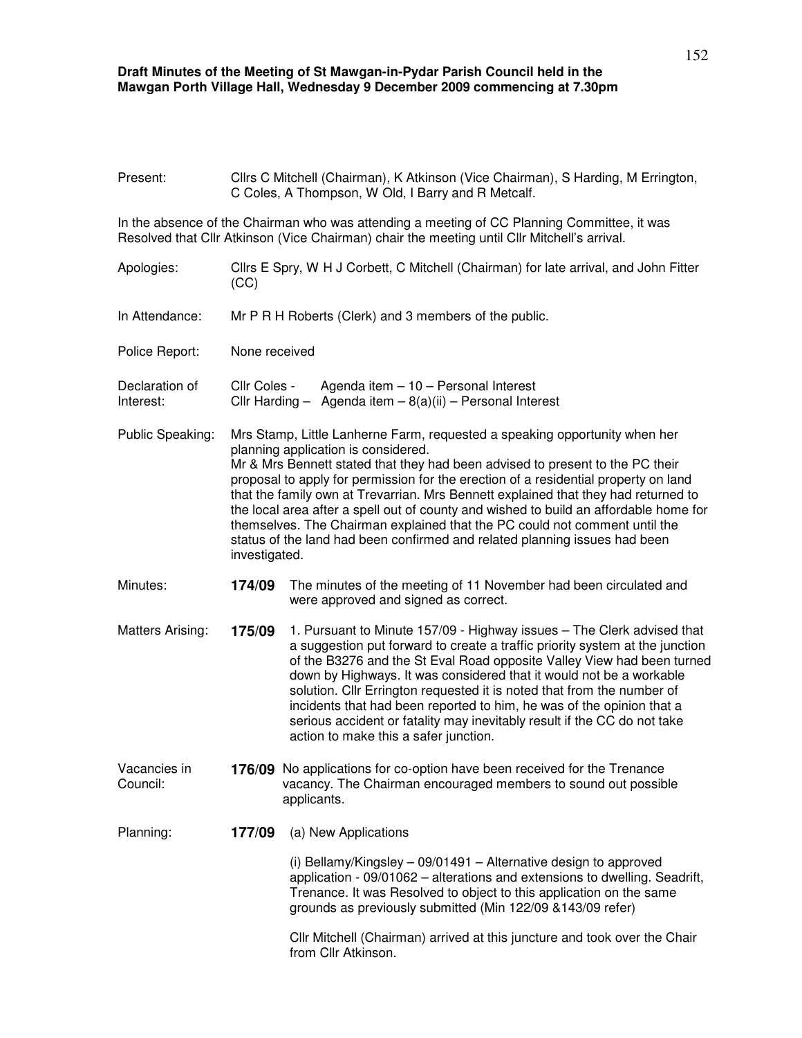**Draft Minutes of the Meeting of St Mawgan-in-Pydar Parish Council held in the Mawgan Porth Village Hall, Wednesday 9 December 2009 commencing at 7.30pm**

Present: Cllrs C Mitchell (Chairman), K Atkinson (Vice Chairman), S Harding, M Errington, C Coles, A Thompson, W Old, I Barry and R Metcalf.

In the absence of the Chairman who was attending a meeting of CC Planning Committee, it was Resolved that Cllr Atkinson (Vice Chairman) chair the meeting until Cllr Mitchell's arrival.

Apologies: Cllrs E Spry, W H J Corbett, C Mitchell (Chairman) for late arrival, and John Fitter (CC)

In Attendance: Mr P R H Roberts (Clerk) and 3 members of the public.

Police Report: None received

Declaration of Interest:
Cllr Coles - Agenda item – 10 – Personal Interest
Cllr Harding – Agenda item – 8(a)(ii) – Personal Interest

Public Speaking: Mrs Stamp, Little Lanherne Farm, requested a speaking opportunity when her planning application is considered.
Mr & Mrs Bennett stated that they had been advised to present to the PC their proposal to apply for permission for the erection of a residential property on land that the family own at Trevarrian. Mrs Bennett explained that they had returned to the local area after a spell out of county and wished to build an affordable home for themselves. The Chairman explained that the PC could not comment until the status of the land had been confirmed and related planning issues had been investigated.

Minutes: **174/09** The minutes of the meeting of 11 November had been circulated and were approved and signed as correct.

Matters Arising: **175/09** 1. Pursuant to Minute 157/09 - Highway issues – The Clerk advised that a suggestion put forward to create a traffic priority system at the junction of the B3276 and the St Eval Road opposite Valley View had been turned down by Highways. It was considered that it would not be a workable solution. Cllr Errington requested it is noted that from the number of incidents that had been reported to him, he was of the opinion that a serious accident or fatality may inevitably result if the CC do not take action to make this a safer junction.

Vacancies in Council: **176/09** No applications for co-option have been received for the Trenance vacancy. The Chairman encouraged members to sound out possible applicants.

Planning: **177/09** (a) New Applications

(i) Bellamy/Kingsley – 09/01491 – Alternative design to approved application - 09/01062 – alterations and extensions to dwelling. Seadrift, Trenance. It was Resolved to object to this application on the same grounds as previously submitted (Min 122/09 &143/09 refer)

Cllr Mitchell (Chairman) arrived at this juncture and took over the Chair from Cllr Atkinson.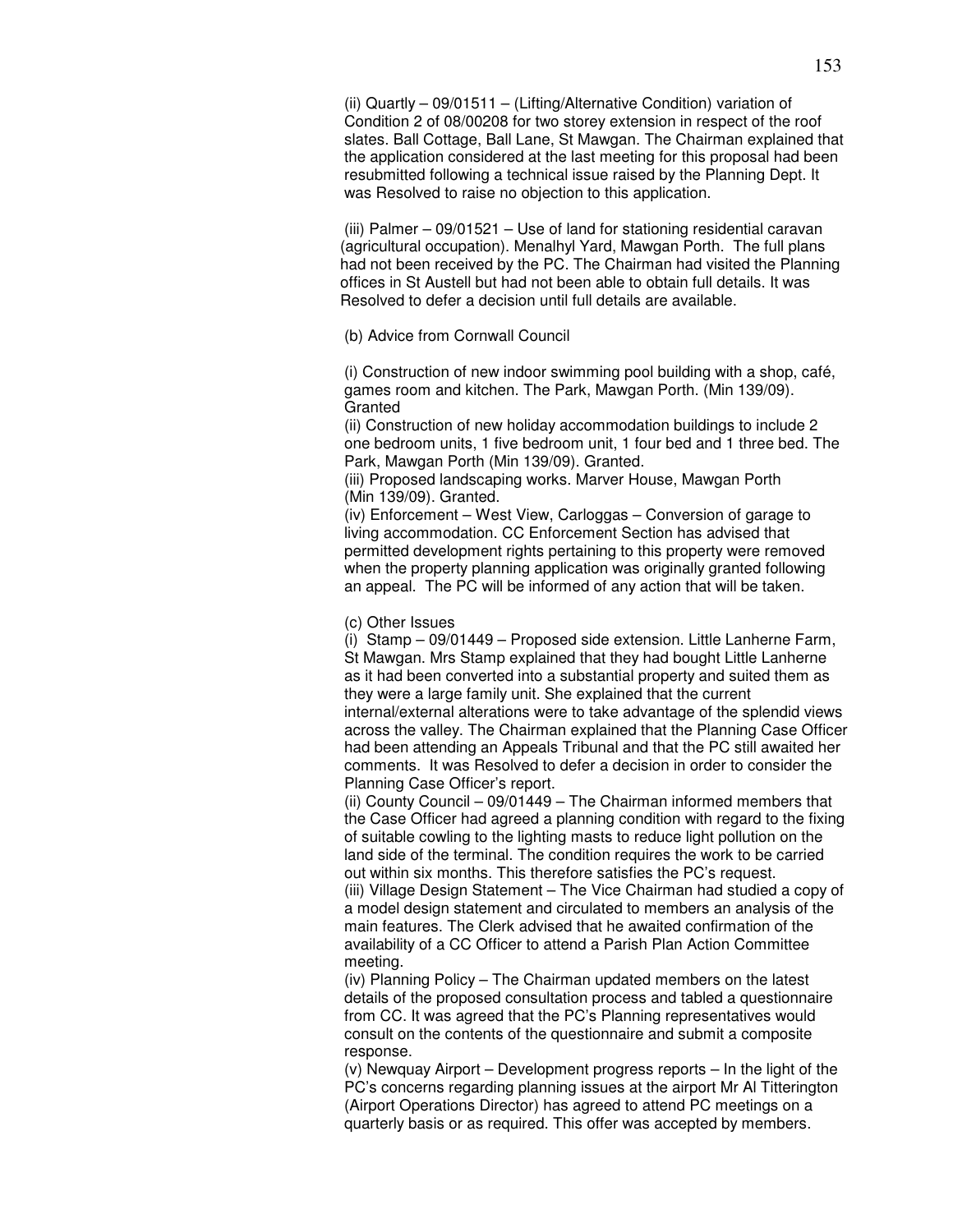(ii) Quartly – 09/01511 – (Lifting/Alternative Condition) variation of Condition 2 of 08/00208 for two storey extension in respect of the roof slates. Ball Cottage, Ball Lane, St Mawgan. The Chairman explained that the application considered at the last meeting for this proposal had been resubmitted following a technical issue raised by the Planning Dept. It was Resolved to raise no objection to this application.

(iii) Palmer – 09/01521 – Use of land for stationing residential caravan (agricultural occupation). Menalhyl Yard, Mawgan Porth. The full plans had not been received by the PC. The Chairman had visited the Planning offices in St Austell but had not been able to obtain full details. It was Resolved to defer a decision until full details are available.

(b) Advice from Cornwall Council

(i) Construction of new indoor swimming pool building with a shop, café, games room and kitchen. The Park, Mawgan Porth. (Min 139/09). Granted

(ii) Construction of new holiday accommodation buildings to include 2 one bedroom units, 1 five bedroom unit, 1 four bed and 1 three bed. The Park, Mawgan Porth (Min 139/09). Granted.

(iii) Proposed landscaping works. Marver House, Mawgan Porth (Min 139/09). Granted.

(iv) Enforcement – West View, Carloggas – Conversion of garage to living accommodation. CC Enforcement Section has advised that permitted development rights pertaining to this property were removed when the property planning application was originally granted following an appeal. The PC will be informed of any action that will be taken.

(c) Other Issues

(i) Stamp – 09/01449 – Proposed side extension. Little Lanherne Farm, St Mawgan. Mrs Stamp explained that they had bought Little Lanherne as it had been converted into a substantial property and suited them as they were a large family unit. She explained that the current internal/external alterations were to take advantage of the splendid views across the valley. The Chairman explained that the Planning Case Officer had been attending an Appeals Tribunal and that the PC still awaited her comments. It was Resolved to defer a decision in order to consider the Planning Case Officer's report.

(ii) County Council – 09/01449 – The Chairman informed members that the Case Officer had agreed a planning condition with regard to the fixing of suitable cowling to the lighting masts to reduce light pollution on the land side of the terminal. The condition requires the work to be carried out within six months. This therefore satisfies the PC's request.

(iii) Village Design Statement – The Vice Chairman had studied a copy of a model design statement and circulated to members an analysis of the main features. The Clerk advised that he awaited confirmation of the availability of a CC Officer to attend a Parish Plan Action Committee meeting.

(iv) Planning Policy – The Chairman updated members on the latest details of the proposed consultation process and tabled a questionnaire from CC. It was agreed that the PC's Planning representatives would consult on the contents of the questionnaire and submit a composite response.

(v) Newquay Airport – Development progress reports – In the light of the PC's concerns regarding planning issues at the airport Mr Al Titterington (Airport Operations Director) has agreed to attend PC meetings on a quarterly basis or as required. This offer was accepted by members.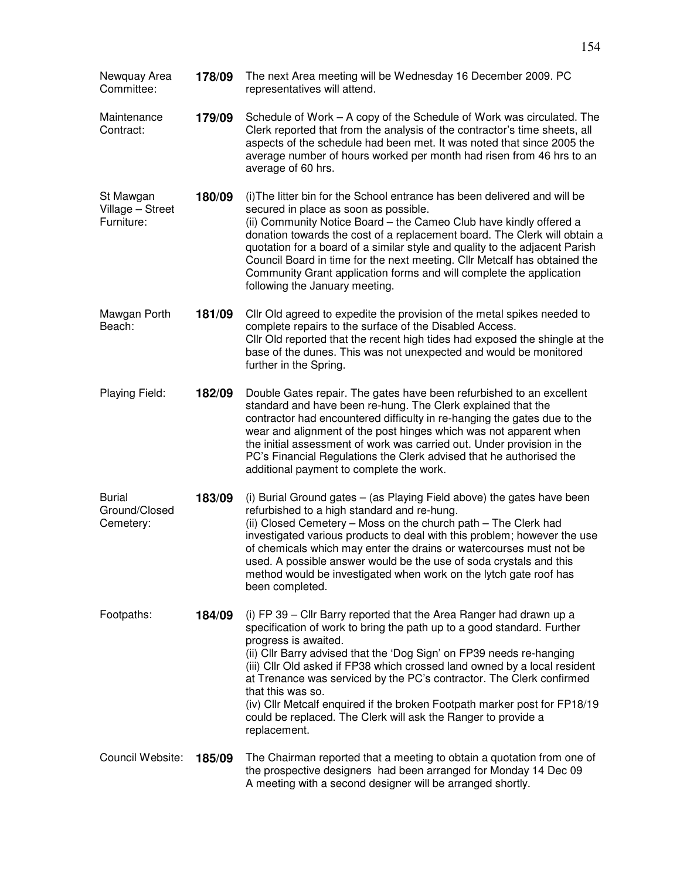| | | |
|---|---|---|
| Newquay Area Committee: | **178/09** | The next Area meeting will be Wednesday 16 December 2009. PC representatives will attend. |
| Maintenance Contract: | **179/09** | Schedule of Work – A copy of the Schedule of Work was circulated. The Clerk reported that from the analysis of the contractor's time sheets, all aspects of the schedule had been met. It was noted that since 2005 the average number of hours worked per month had risen from 46 hrs to an average of 60 hrs. |
| St Mawgan Village – Street Furniture: | **180/09** | (i)The litter bin for the School entrance has been delivered and will be secured in place as soon as possible.<br>(ii) Community Notice Board – the Cameo Club have kindly offered a donation towards the cost of a replacement board. The Clerk will obtain a quotation for a board of a similar style and quality to the adjacent Parish Council Board in time for the next meeting. Cllr Metcalf has obtained the Community Grant application forms and will complete the application following the January meeting. |
| Mawgan Porth Beach: | **181/09** | Cllr Old agreed to expedite the provision of the metal spikes needed to complete repairs to the surface of the Disabled Access.<br>Cllr Old reported that the recent high tides had exposed the shingle at the base of the dunes. This was not unexpected and would be monitored further in the Spring. |
| Playing Field: | **182/09** | Double Gates repair. The gates have been refurbished to an excellent standard and have been re-hung. The Clerk explained that the contractor had encountered difficulty in re-hanging the gates due to the wear and alignment of the post hinges which was not apparent when the initial assessment of work was carried out. Under provision in the PC's Financial Regulations the Clerk advised that he authorised the additional payment to complete the work. |
| Burial Ground/Closed Cemetery: | **183/09** | (i) Burial Ground gates – (as Playing Field above) the gates have been refurbished to a high standard and re-hung.<br>(ii) Closed Cemetery – Moss on the church path – The Clerk had investigated various products to deal with this problem; however the use of chemicals which may enter the drains or watercourses must not be used. A possible answer would be the use of soda crystals and this method would be investigated when work on the lytch gate roof has been completed. |
| Footpaths: | **184/09** | (i) FP 39 – Cllr Barry reported that the Area Ranger had drawn up a specification of work to bring the path up to a good standard. Further progress is awaited.<br>(ii) Cllr Barry advised that the 'Dog Sign' on FP39 needs re-hanging<br>(iii) Cllr Old asked if FP38 which crossed land owned by a local resident at Trenance was serviced by the PC's contractor. The Clerk confirmed that this was so.<br>(iv) Cllr Metcalf enquired if the broken Footpath marker post for FP18/19 could be replaced. The Clerk will ask the Ranger to provide a replacement. |
| Council Website: | **185/09** | The Chairman reported that a meeting to obtain a quotation from one of the prospective designers had been arranged for Monday 14 Dec 09<br>A meeting with a second designer will be arranged shortly. |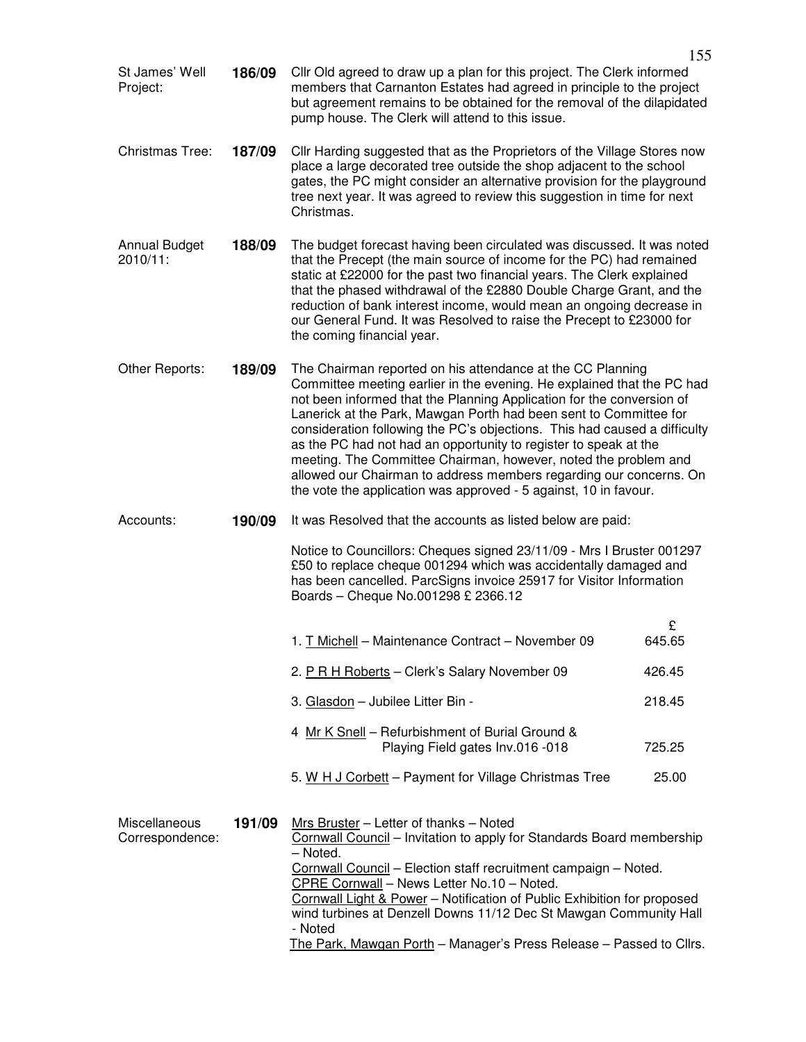**St James' Well Project:** **186/09** Cllr Old agreed to draw up a plan for this project. The Clerk informed members that Carnanton Estates had agreed in principle to the project but agreement remains to be obtained for the removal of the dilapidated pump house. The Clerk will attend to this issue.

**Christmas Tree:** **187/09** Cllr Harding suggested that as the Proprietors of the Village Stores now place a large decorated tree outside the shop adjacent to the school gates, the PC might consider an alternative provision for the playground tree next year. It was agreed to review this suggestion in time for next Christmas.

**Annual Budget 2010/11:** **188/09** The budget forecast having been circulated was discussed. It was noted that the Precept (the main source of income for the PC) had remained static at £22000 for the past two financial years. The Clerk explained that the phased withdrawal of the £2880 Double Charge Grant, and the reduction of bank interest income, would mean an ongoing decrease in our General Fund. It was Resolved to raise the Precept to £23000 for the coming financial year.

**Other Reports:** **189/09** The Chairman reported on his attendance at the CC Planning Committee meeting earlier in the evening. He explained that the PC had not been informed that the Planning Application for the conversion of Lanerick at the Park, Mawgan Porth had been sent to Committee for consideration following the PC's objections. This had caused a difficulty as the PC had not had an opportunity to register to speak at the meeting. The Committee Chairman, however, noted the problem and allowed our Chairman to address members regarding our concerns. On the vote the application was approved - 5 against, 10 in favour.

**Accounts:** **190/09** It was Resolved that the accounts as listed below are paid:

Notice to Councillors: Cheques signed 23/11/09 - Mrs I Bruster 001297 £50 to replace cheque 001294 which was accidentally damaged and has been cancelled. ParcSigns invoice 25917 for Visitor Information Boards – Cheque No.001298 £ 2366.12

| | £ |
|---|---|
| 1. T Michell – Maintenance Contract – November 09 | 645.65 |
| 2. P R H Roberts – Clerk's Salary November 09 | 426.45 |
| 3. Glasdon – Jubilee Litter Bin - | 218.45 |
| 4 Mr K Snell – Refurbishment of Burial Ground & Playing Field gates Inv.016 -018 | 725.25 |
| 5. W H J Corbett – Payment for Village Christmas Tree | 25.00 |

**Miscellaneous Correspondence:** **191/09**

Mrs Bruster – Letter of thanks – Noted
Cornwall Council – Invitation to apply for Standards Board membership – Noted.
Cornwall Council – Election staff recruitment campaign – Noted.
CPRE Cornwall – News Letter No.10 – Noted.
Cornwall Light & Power – Notification of Public Exhibition for proposed wind turbines at Denzell Downs 11/12 Dec St Mawgan Community Hall - Noted
The Park, Mawgan Porth – Manager's Press Release – Passed to Cllrs.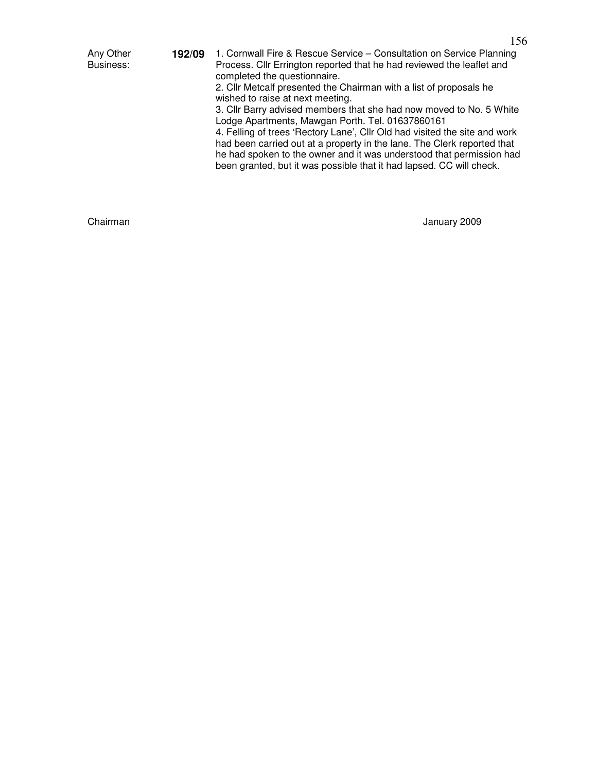Any Other Business: **192/09** 1. Cornwall Fire & Rescue Service – Consultation on Service Planning Process. Cllr Errington reported that he had reviewed the leaflet and completed the questionnaire.
2. Cllr Metcalf presented the Chairman with a list of proposals he wished to raise at next meeting.
3. Cllr Barry advised members that she had now moved to No. 5 White Lodge Apartments, Mawgan Porth. Tel. 01637860161
4. Felling of trees 'Rectory Lane', Cllr Old had visited the site and work had been carried out at a property in the lane. The Clerk reported that he had spoken to the owner and it was understood that permission had been granted, but it was possible that it had lapsed. CC will check.

Chairman January 2009